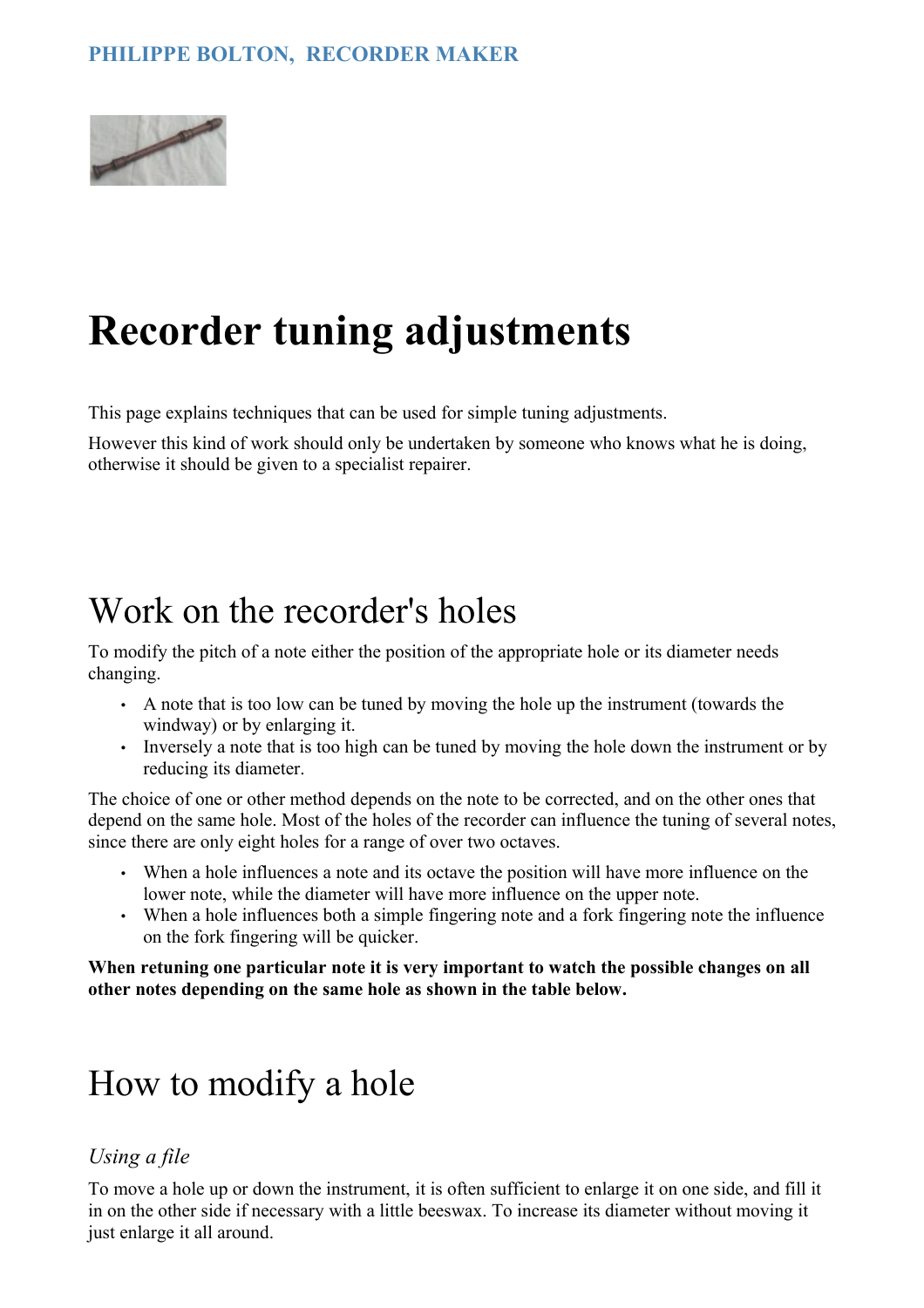PHILIPPE BOLTON,  RECORDER MAKER

# Recorder tuning adjustments

This page explains techniques that can be used for simple tuning adjustments.

However this kind of work should only be undertaken by someone who knows what he is doing, otherwise it should be given to a specialist repairer.

## Work on the recorder's holes

To modify the pitch of a note either the position of the appropriate hole or its diameter needs changing.

- A note that is too low can be tuned by moving the hole up the instrument (towards the windway) or by enlarging it.
- Inversely a note that is too high can be tuned by moving the hole down the instrument or by reducing its diameter.

The choice of one or other method depends on the note to be corrected, and on the other ones that depend on the same hole. Most of the holes of the recorder can influence the tuning of several notes, since there are only eight holes for a range of over two octaves.

- When a hole influences a note and its octave the position will have more influence on the lower note, while the diameter will have more influence on the upper note.
- When a hole influences both a simple fingering note and a fork fingering note the influence on the fork fingering will be quicker.

**When retuning one particular note it is very important to watch the possible changes on all other notes depending on the same hole as shown in the table below.**

## How to modify a hole

### *Using a file*

To move a hole up or down the instrument, it is often sufficient to enlarge it on one side, and fill it in on the other side if necessary with a little beeswax. To increase its diameter without moving it just enlarge it all around.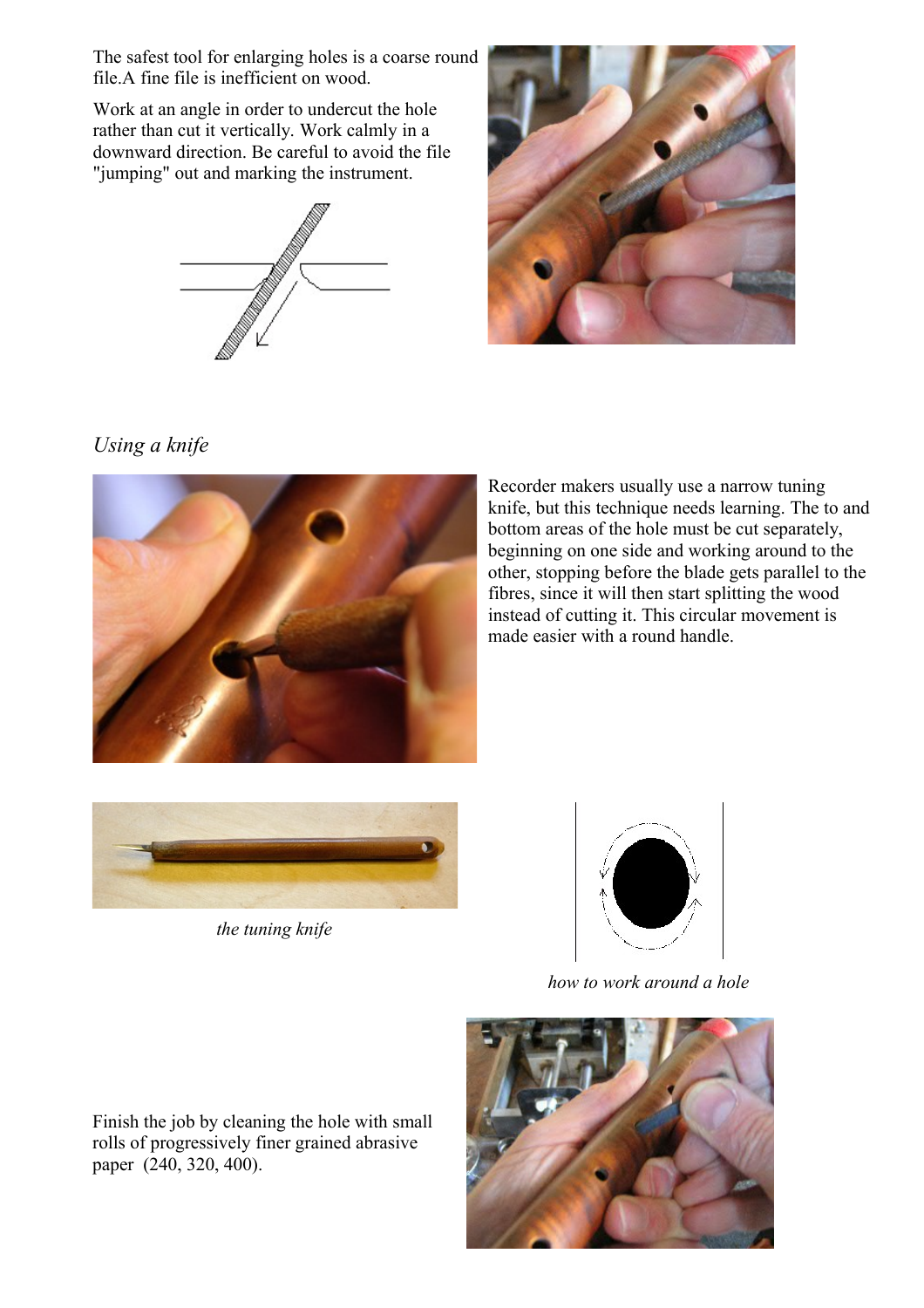The safest tool for enlarging holes is a coarse round file.A fine file is inefficient on wood.

Work at an angle in order to undercut the hole rather than cut it vertically. Work calmly in a downward direction. Be careful to avoid the file "jumping" out and marking the instrument.

*Using a knife*

Recorder makers usually use a narrow tuning knife, but this technique needs learning. The to and bottom areas of the hole must be cut separately, beginning on one side and working around to the other, stopping before the blade gets parallel to the fibres, since it will then start splitting the wood instead of cutting it. This circular movement is made easier with a round handle.

*the tuning knife*

*how to work around a hole*

Finish the job by cleaning the hole with small rolls of progressively finer grained abrasive paper (240, 320, 400).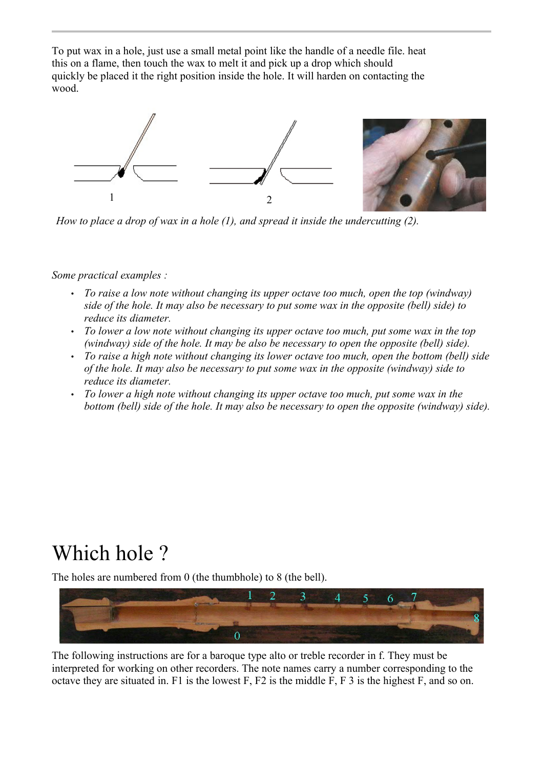To put wax in a hole, just use a small metal point like the handle of a needle file. heat this on a flame, then touch the wax to melt it and pick up a drop which should quickly be placed it the right position inside the hole. It will harden on contacting the wood.

1

2

*How to place a drop of wax in a hole (1), and spread it inside the undercutting (2).*

*Some practical examples :*

- *To raise a low note without changing its upper octave too much, open the top (windway) side of the hole. It may also be necessary to put some wax in the opposite (bell) side) to reduce its diameter.*
- *To lower a low note without changing its upper octave too much, put some wax in the top (windway) side of the hole. It may be also be necessary to open the opposite (bell) side).*
- *To raise a high note without changing its lower octave too much, open the bottom (bell) side of the hole. It may also be necessary to put some wax in the opposite (windway) side to reduce its diameter.*
- *To lower a high note without changing its upper octave too much, put some wax in the bottom (bell) side of the hole. It may also be necessary to open the opposite (windway) side).*

# Which hole ?

The holes are numbered from 0 (the thumbhole) to 8 (the bell).

1 2 3 4 5 6 7

8

0

The following instructions are for a baroque type alto or treble recorder in f. They must be interpreted for working on other recorders. The note names carry a number corresponding to the octave they are situated in. F1 is the lowest F, F2 is the middle F, F 3 is the highest F, and so on.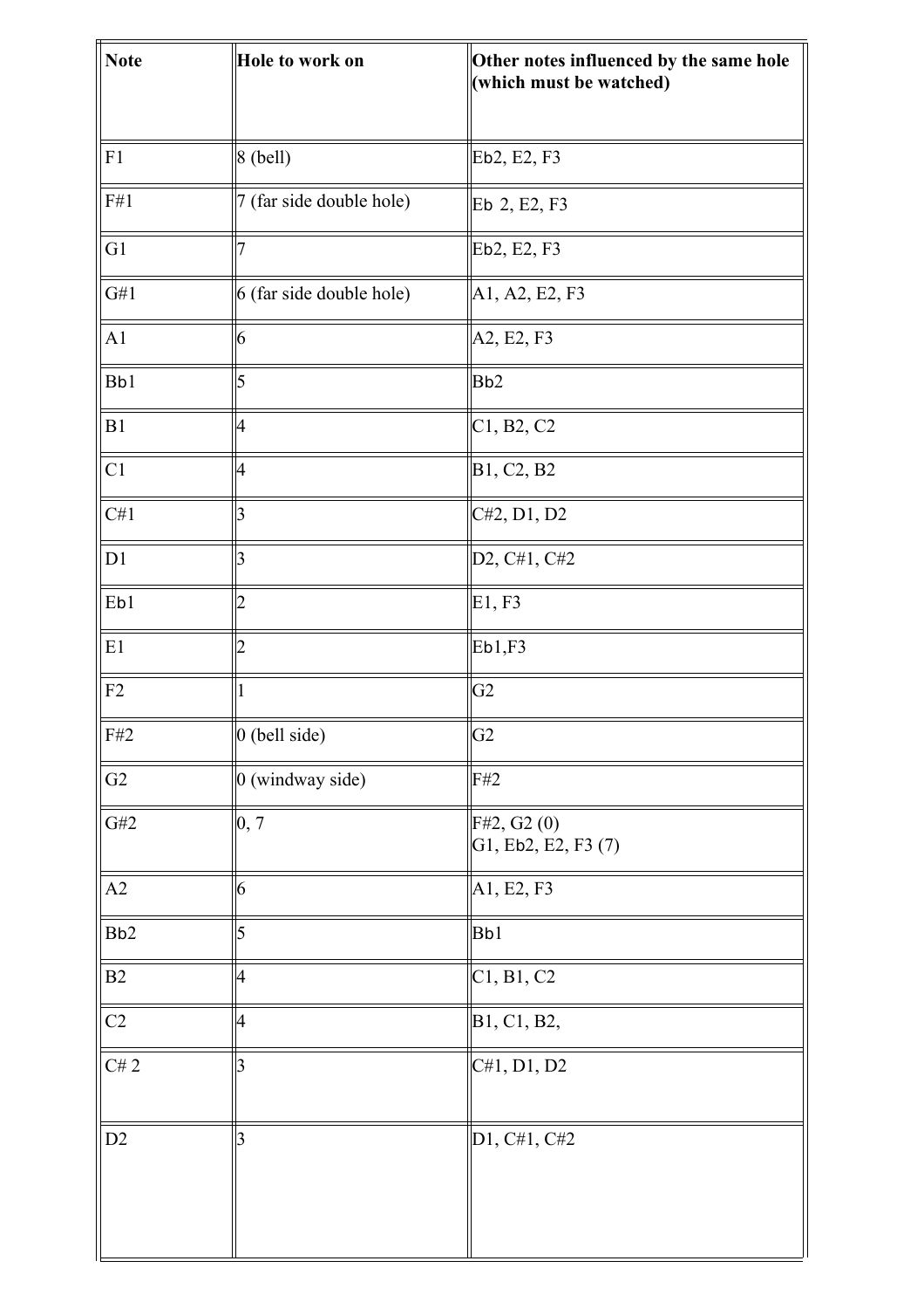| Note | Hole to work on | Other notes influenced by the same hole (which must be watched) |
|---|---|---|
| F1 | 8 (bell) | Eb2, E2, F3 |
| F#1 | 7 (far side double hole) | Eb 2, E2, F3 |
| G1 | 7 | Eb2, E2, F3 |
| G#1 | 6 (far side double hole) | A1, A2, E2, F3 |
| A1 | 6 | A2, E2, F3 |
| Bb1 | 5 | Bb2 |
| B1 | 4 | C1, B2, C2 |
| C1 | 4 | B1, C2, B2 |
| C#1 | 3 | C#2, D1, D2 |
| D1 | 3 | D2, C#1, C#2 |
| Eb1 | 2 | E1, F3 |
| E1 | 2 | Eb1,F3 |
| F2 | 1 | G2 |
| F#2 | 0 (bell side) | G2 |
| G2 | 0 (windway side) | F#2 |
| G#2 | 0, 7 | F#2, G2 (0)<br>G1, Eb2, E2, F3 (7) |
| A2 | 6 | A1, E2, F3 |
| Bb2 | 5 | Bb1 |
| B2 | 4 | C1, B1, C2 |
| C2 | 4 | B1, C1, B2, |
| C# 2 | 3 | C#1, D1, D2 |
| D2 | 3 | D1, C#1, C#2 |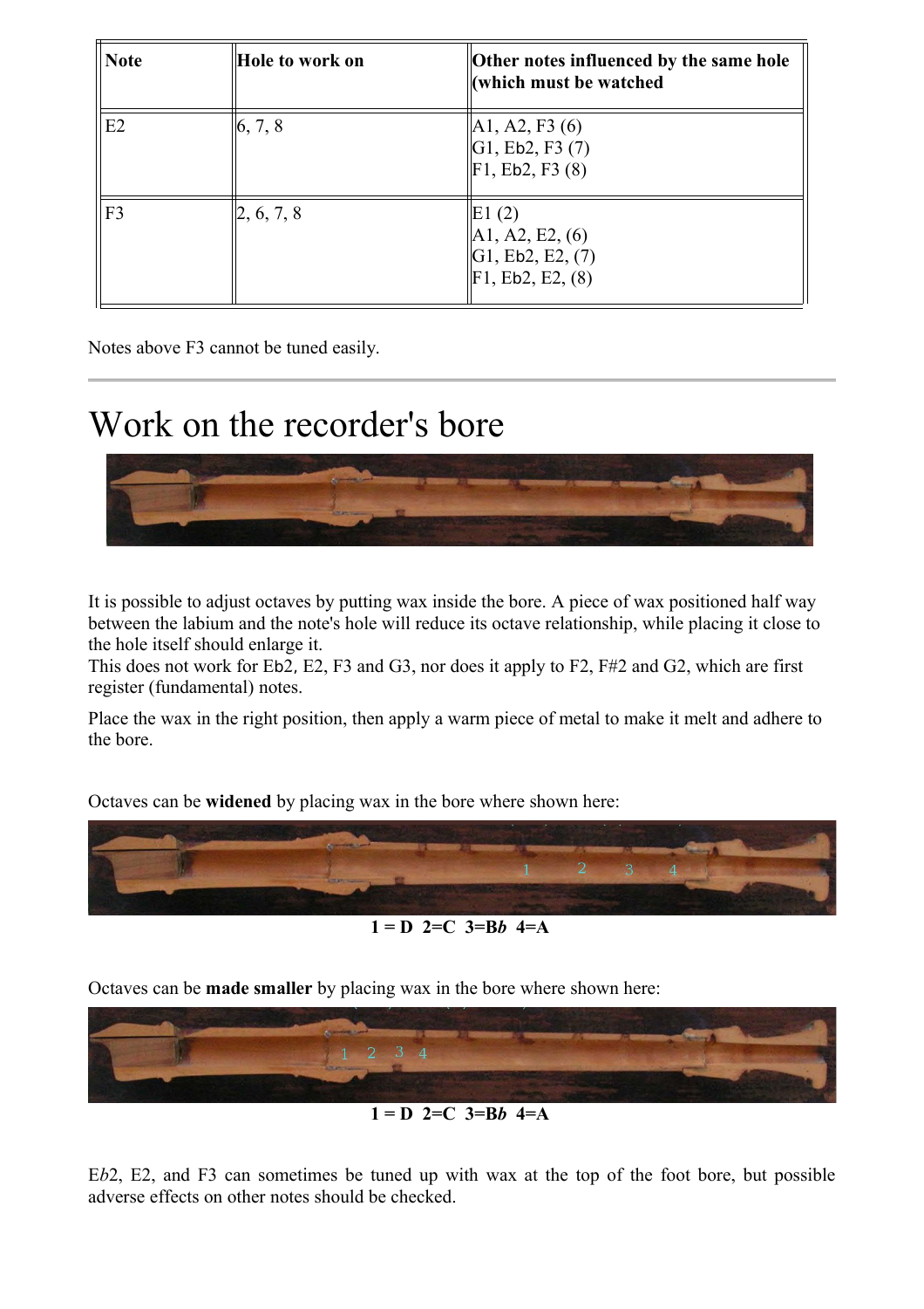| Note | Hole to work on | Other notes influenced by the same hole (which must be watched |
|---|---|---|
| E2 | 6, 7, 8 | A1, A2, F3 (6)<br>G1, Eb2, F3 (7)<br>F1, Eb2, F3 (8) |
| F3 | 2, 6, 7, 8 | E1 (2)<br>A1, A2, E2, (6)<br>G1, Eb2, E2, (7)<br>F1, Eb2, E2, (8) |

Notes above F3 cannot be tuned easily.

---

# Work on the recorder's bore

It is possible to adjust octaves by putting wax inside the bore. A piece of wax positioned half way between the labium and the note's hole will reduce its octave relationship, while placing it close to the hole itself should enlarge it.
This does not work for Eb2, E2, F3 and G3, nor does it apply to F2, F#2 and G2, which are first register (fundamental) notes.

Place the wax in the right position, then apply a warm piece of metal to make it melt and adhere to the bore.

Octaves can be **widened** by placing wax in the bore where shown here:

**1 = D 2=C 3=B*b* 4=A**

Octaves can be **made smaller** by placing wax in the bore where shown here:

**1 = D 2=C 3=B*b* 4=A**

E*b*2, E2, and F3 can sometimes be tuned up with wax at the top of the foot bore, but possible adverse effects on other notes should be checked.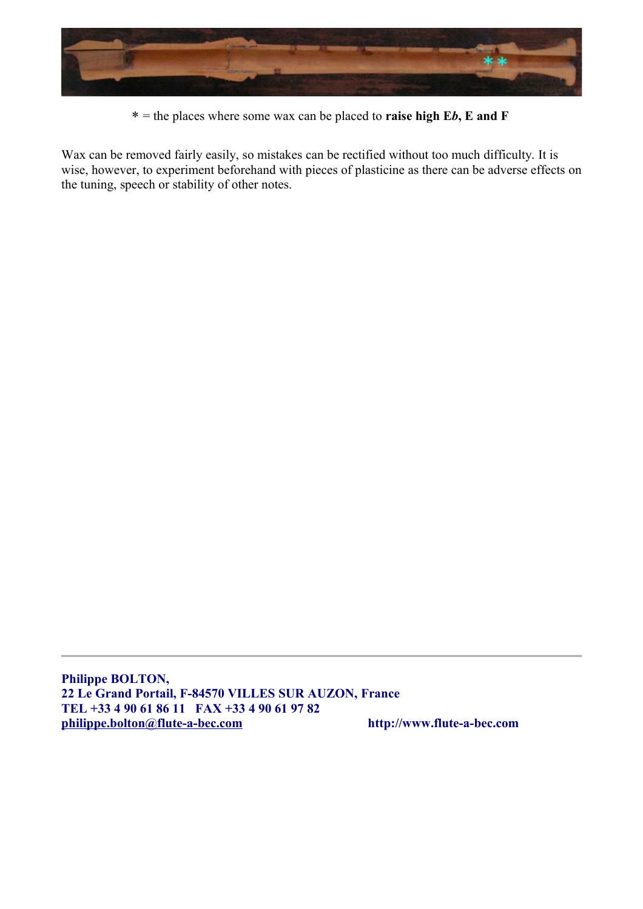* = the places where some wax can be placed to **raise high E*b*, E and F**

Wax can be removed fairly easily, so mistakes can be rectified without too much difficulty. It is wise, however, to experiment beforehand with pieces of plasticine as there can be adverse effects on the tuning, speech or stability of other notes.

---

**Philippe BOLTON,**
**22 Le Grand Portail, F-84570 VILLES SUR AUZON, France**
**TEL +33 4 90 61 86 11 FAX +33 4 90 61 97 82**
**philippe.bolton@flute-a-bec.com** **http://www.flute-a-bec.com**